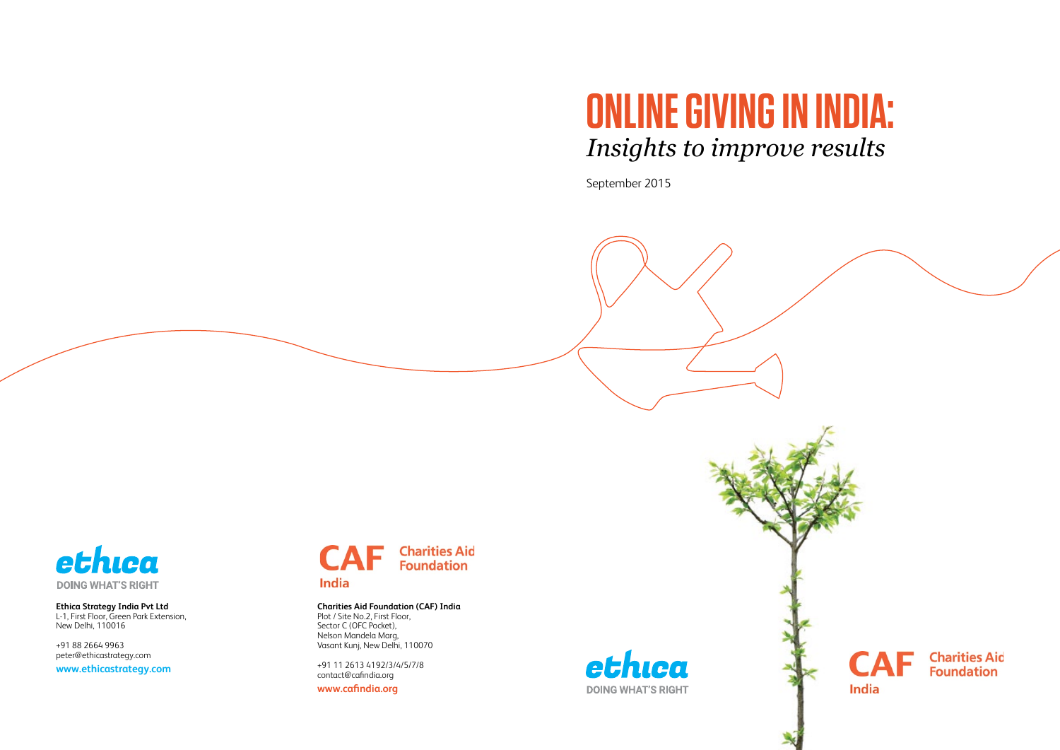# ONLINE GIVING IN INDIA:
*Insights to improve results*

September 2015

ethica
DOING WHAT'S RIGHT

**Ethica Strategy India Pvt Ltd**
L-1, First Floor, Green Park Extension,
New Delhi, 110016

+91 88 2664 9963
peter@ethicastrategy.com
**www.ethicastrategy.com**

CAF Charities Aid Foundation
India

**Charities Aid Foundation (CAF) India**
Plot / Site No.2, First Floor,
Sector C (OFC Pocket),
Nelson Mandela Marg,
Vasant Kunj, New Delhi, 110070

+91 11 2613 4192/3/4/5/7/8
contact@cafindia.org
**www.cafindia.org**

ethica
DOING WHAT'S RIGHT

CAF Charities Aid Foundation
India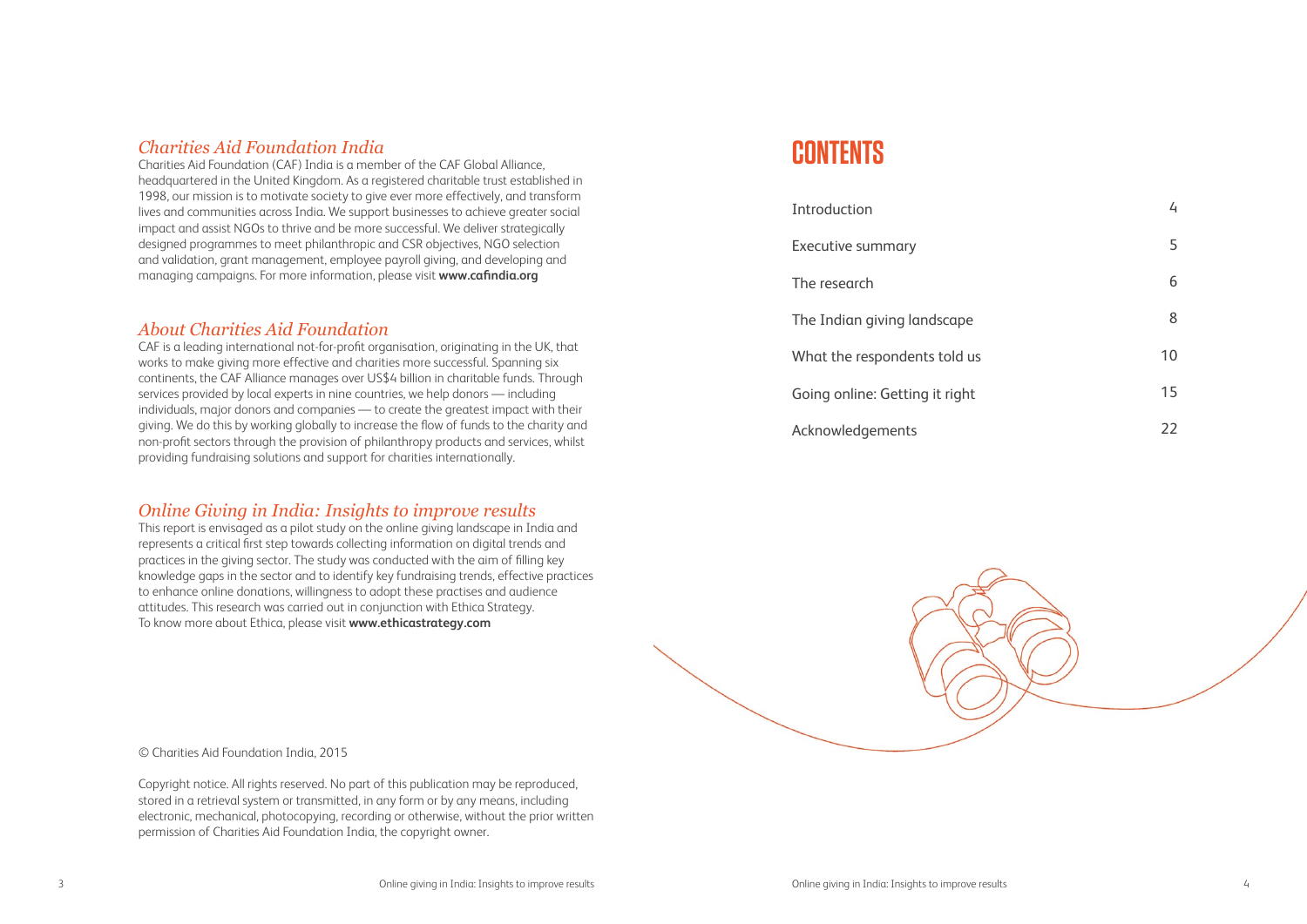## *Charities Aid Foundation India*

Charities Aid Foundation (CAF) India is a member of the CAF Global Alliance, headquartered in the United Kingdom. As a registered charitable trust established in 1998, our mission is to motivate society to give ever more effectively, and transform lives and communities across India. We support businesses to achieve greater social impact and assist NGOs to thrive and be more successful. We deliver strategically designed programmes to meet philanthropic and CSR objectives, NGO selection and validation, grant management, employee payroll giving, and developing and managing campaigns. For more information, please visit **www.cafindia.org**

## *About Charities Aid Foundation*

CAF is a leading international not-for-profit organisation, originating in the UK, that works to make giving more effective and charities more successful. Spanning six continents, the CAF Alliance manages over US$4 billion in charitable funds. Through services provided by local experts in nine countries, we help donors — including individuals, major donors and companies — to create the greatest impact with their giving. We do this by working globally to increase the flow of funds to the charity and non-profit sectors through the provision of philanthropy products and services, whilst providing fundraising solutions and support for charities internationally.

## *Online Giving in India: Insights to improve results*

This report is envisaged as a pilot study on the online giving landscape in India and represents a critical first step towards collecting information on digital trends and practices in the giving sector. The study was conducted with the aim of filling key knowledge gaps in the sector and to identify key fundraising trends, effective practices to enhance online donations, willingness to adopt these practises and audience attitudes. This research was carried out in conjunction with Ethica Strategy.
To know more about Ethica, please visit **www.ethicastrategy.com**

© Charities Aid Foundation India, 2015

Copyright notice. All rights reserved. No part of this publication may be reproduced, stored in a retrieval system or transmitted, in any form or by any means, including electronic, mechanical, photocopying, recording or otherwise, without the prior written permission of Charities Aid Foundation India, the copyright owner.

# CONTENTS

| | |
|---|---|
| Introduction | 4 |
| Executive summary | 5 |
| The research | 6 |
| The Indian giving landscape | 8 |
| What the respondents told us | 10 |
| Going online: Getting it right | 15 |
| Acknowledgements | 22 |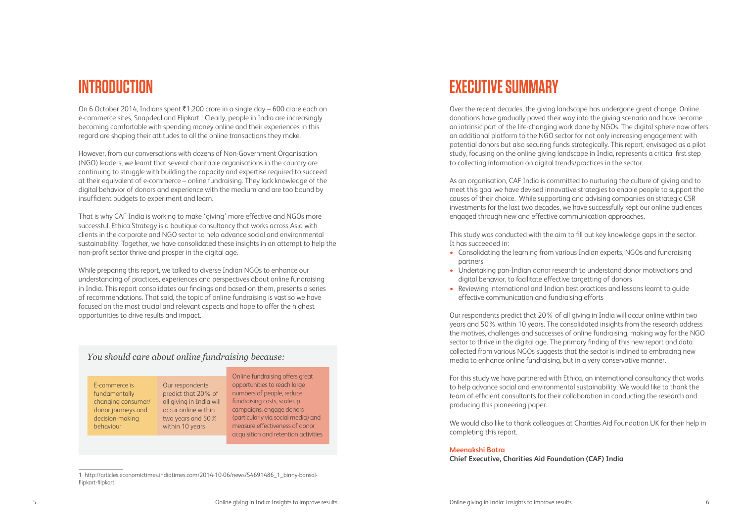# INTRODUCTION

On 6 October 2014, Indians spent ₹1,200 crore in a single day – 600 crore each on e-commerce sites, Snapdeal and Flipkart.[1] Clearly, people in India are increasingly becoming comfortable with spending money online and their experiences in this regard are shaping their attitudes to all the online transactions they make.

However, from our conversations with dozens of Non-Government Organisation (NGO) leaders, we learnt that several charitable organisations in the country are continuing to struggle with building the capacity and expertise required to succeed at their equivalent of e-commerce – online fundraising. They lack knowledge of the digital behavior of donors and experience with the medium and are too bound by insufficient budgets to experiment and learn.

That is why CAF India is working to make 'giving' more effective and NGOs more successful. Ethica Strategy is a boutique consultancy that works across Asia with clients in the corporate and NGO sector to help advance social and environmental sustainability. Together, we have consolidated these insights in an attempt to help the non-profit sector thrive and prosper in the digital age.

While preparing this report, we talked to diverse Indian NGOs to enhance our understanding of practices, experiences and perspectives about online fundraising in India. This report consolidates our findings and based on them, presents a series of recommendations. That said, the topic of online fundraising is vast so we have focused on the most crucial and relevant aspects and hope to offer the highest opportunities to drive results and impact.

*You should care about online fundraising because:*

- E-commerce is fundamentally changing consumer/donor journeys and decision-making behaviour
- Our respondents predict that 20% of all giving in India will occur online within two years and 50% within 10 years
- Online fundraising offers great opportunities to reach large numbers of people, reduce fundraising costs, scale up campaigns, engage donors (particularly via social media) and measure effectiveness of donor acquisition and retention activities

1 http://articles.economictimes.indiatimes.com/2014-10-06/news/54691486_1_binny-bansal-flipkart-filpkart

# EXECUTIVE SUMMARY

Over the recent decades, the giving landscape has undergone great change. Online donations have gradually paved their way into the giving scenario and have become an intrinsic part of the life-changing work done by NGOs. The digital sphere now offers an additional platform to the NGO sector for not only increasing engagement with potential donors but also securing funds strategically. This report, envisaged as a pilot study, focusing on the online giving landscape in India, represents a critical first step to collecting information on digital trends/practices in the sector.

As an organisation, CAF India is committed to nurturing the culture of giving and to meet this goal we have devised innovative strategies to enable people to support the causes of their choice. While supporting and advising companies on strategic CSR investments for the last two decades, we have successfully kept our online audiences engaged through new and effective communication approaches.

This study was conducted with the aim to fill out key knowledge gaps in the sector. It has succeeded in:

- Consolidating the learning from various Indian experts, NGOs and fundraising partners
- Undertaking pan-Indian donor research to understand donor motivations and digital behavior, to facilitate effective targetting of donors
- Reviewing international and Indian best practices and lessons learnt to guide effective communication and fundraising efforts

Our respondents predict that 20% of all giving in India will occur online within two years and 50% within 10 years. The consolidated insights from the research address the motives, challenges and successes of online fundraising, making way for the NGO sector to thrive in the digital age. The primary finding of this new report and data collected from various NGOs suggests that the sector is inclined to embracing new media to enhance online fundraising, but in a very conservative manner.

For this study we have partnered with Ethica, an international consultancy that works to help advance social and environmental sustainability. We would like to thank the team of efficient consultants for their collaboration in conducting the research and producing this pioneering paper.

We would also like to thank colleagues at Charities Aid Foundation UK for their help in completing this report.

**Meenakshi Batra**
**Chief Executive, Charities Aid Foundation (CAF) India**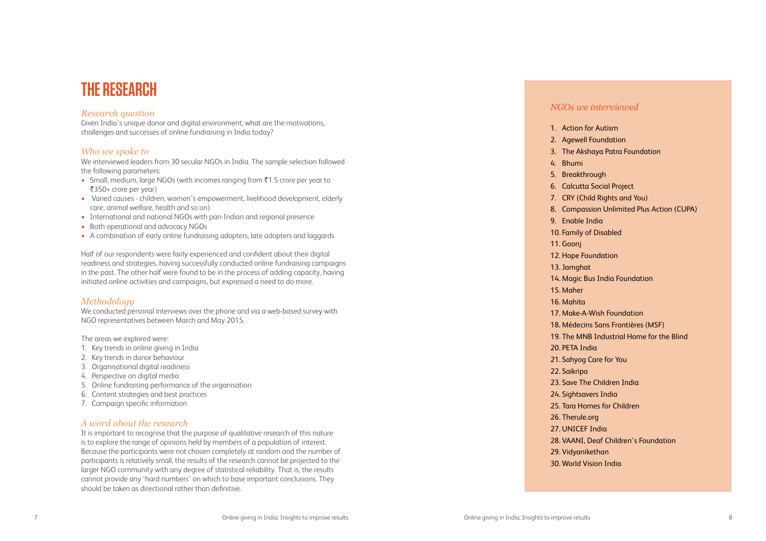# THE RESEARCH

*Research question*

Given India's unique donor and digital environment, what are the motivations, challenges and successes of online fundraising in India today?

*Who we spoke to*

We interviewed leaders from 30 secular NGOs in India. The sample selection followed the following parameters:

- Small, medium, large NGOs (with incomes ranging from ₹1.5 crore per year to ₹350+ crore per year)
- Varied causes - children, women's empowerment, livelihood development, elderly care, animal welfare, health and so on)
- International and national NGOs with pan-Indian and regional presence
- Both operational and advocacy NGOs
- A combination of early online fundraising adopters, late adopters and laggards

Half of our respondents were fairly experienced and confident about their digital readiness and strategies, having successfully conducted online fundraising campaigns in the past. The other half were found to be in the process of adding capacity, having initiated online activities and campaigns, but expressed a need to do more.

*Methodology*

We conducted personal interviews over the phone and via a web-based survey with NGO representatives between March and May 2015.

The areas we explored were:

1. Key trends in online giving in India
2. Key trends in donor behaviour
3. Organisational digital readiness
4. Perspective on digital media
5. Online fundraising performance of the organisation
6. Content strategies and best practices
7. Campaign specific information

*A word about the research*

It is important to recognise that the purpose of qualitative research of this nature is to explore the range of opinions held by members of a population of interest. Because the participants were not chosen completely at random and the number of participants is relatively small, the results of the research cannot be projected to the larger NGO community with any degree of statistical reliability. That is, the results cannot provide any 'hard numbers' on which to base important conclusions. They should be taken as directional rather than definitive.

*NGOs we interviewed*

1. Action for Autism
2. Agewell Foundation
3. The Akshaya Patra Foundation
4. Bhumi
5. Breakthrough
6. Calcutta Social Project
7. CRY (Child Rights and You)
8. Compassion Unlimited Plus Action (CUPA)
9. Enable India
10. Family of Disabled
11. Goonj
12. Hope Foundation
13. Jamghat
14. Magic Bus India Foundation
15. Maher
16. Mahita
17. Make-A-Wish Foundation
18. Médecins Sans Frontières (MSF)
19. The MNB Industrial Home for the Blind
20. PETA India
21. Sahyog Care for You
22. Saikripa
23. Save The Children India
24. Sightsavers India
25. Tara Homes for Children
26. Therule.org
27. UNICEF India
28. VAANI, Deaf Children's Foundation
29. Vidyanikethan
30. World Vision India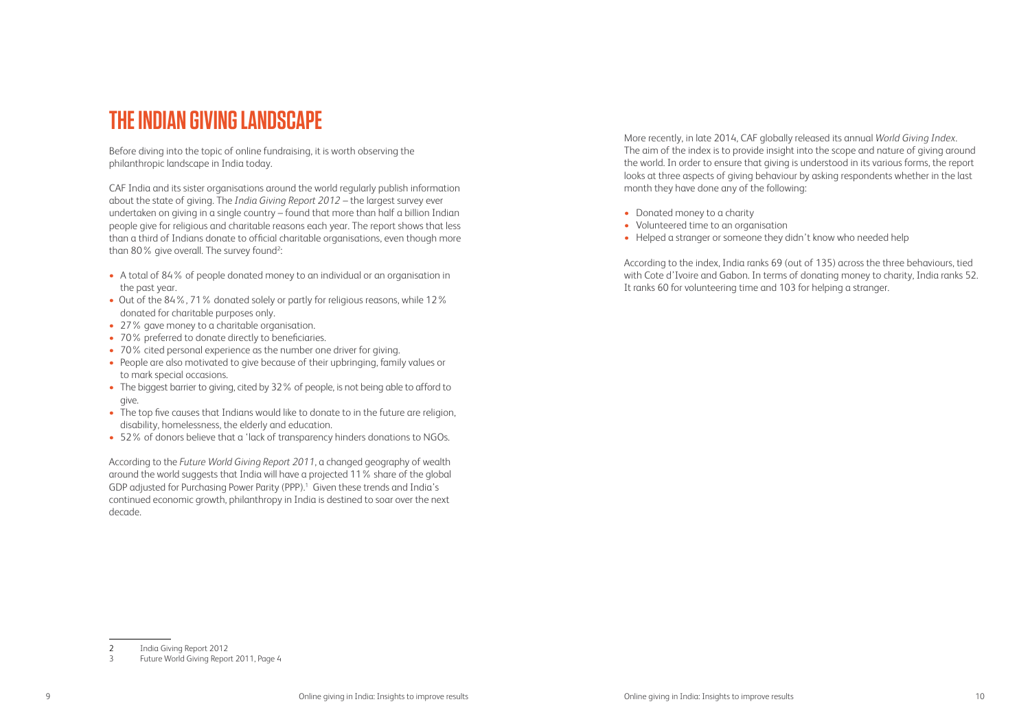# THE INDIAN GIVING LANDSCAPE

Before diving into the topic of online fundraising, it is worth observing the philanthropic landscape in India today.

CAF India and its sister organisations around the world regularly publish information about the state of giving. The *India Giving Report 2012* – the largest survey ever undertaken on giving in a single country – found that more than half a billion Indian people give for religious and charitable reasons each year. The report shows that less than a third of Indians donate to official charitable organisations, even though more than 80% give overall. The survey found[2]:

- A total of 84% of people donated money to an individual or an organisation in the past year.
- Out of the 84%, 71% donated solely or partly for religious reasons, while 12% donated for charitable purposes only.
- 27% gave money to a charitable organisation.
- 70% preferred to donate directly to beneficiaries.
- 70% cited personal experience as the number one driver for giving.
- People are also motivated to give because of their upbringing, family values or to mark special occasions.
- The biggest barrier to giving, cited by 32% of people, is not being able to afford to give.
- The top five causes that Indians would like to donate to in the future are religion, disability, homelessness, the elderly and education.
- 52% of donors believe that a 'lack of transparency hinders donations to NGOs.

According to the *Future World Giving Report 2011*, a changed geography of wealth around the world suggests that India will have a projected 11% share of the global GDP adjusted for Purchasing Power Parity (PPP).[1] Given these trends and India's continued economic growth, philanthropy in India is destined to soar over the next decade.

More recently, in late 2014, CAF globally released its annual *World Giving Index*. The aim of the index is to provide insight into the scope and nature of giving around the world. In order to ensure that giving is understood in its various forms, the report looks at three aspects of giving behaviour by asking respondents whether in the last month they have done any of the following:

- Donated money to a charity
- Volunteered time to an organisation
- Helped a stranger or someone they didn't know who needed help

According to the index, India ranks 69 (out of 135) across the three behaviours, tied with Cote d'Ivoire and Gabon. In terms of donating money to charity, India ranks 52. It ranks 60 for volunteering time and 103 for helping a stranger.

---

2 India Giving Report 2012

3 Future World Giving Report 2011, Page 4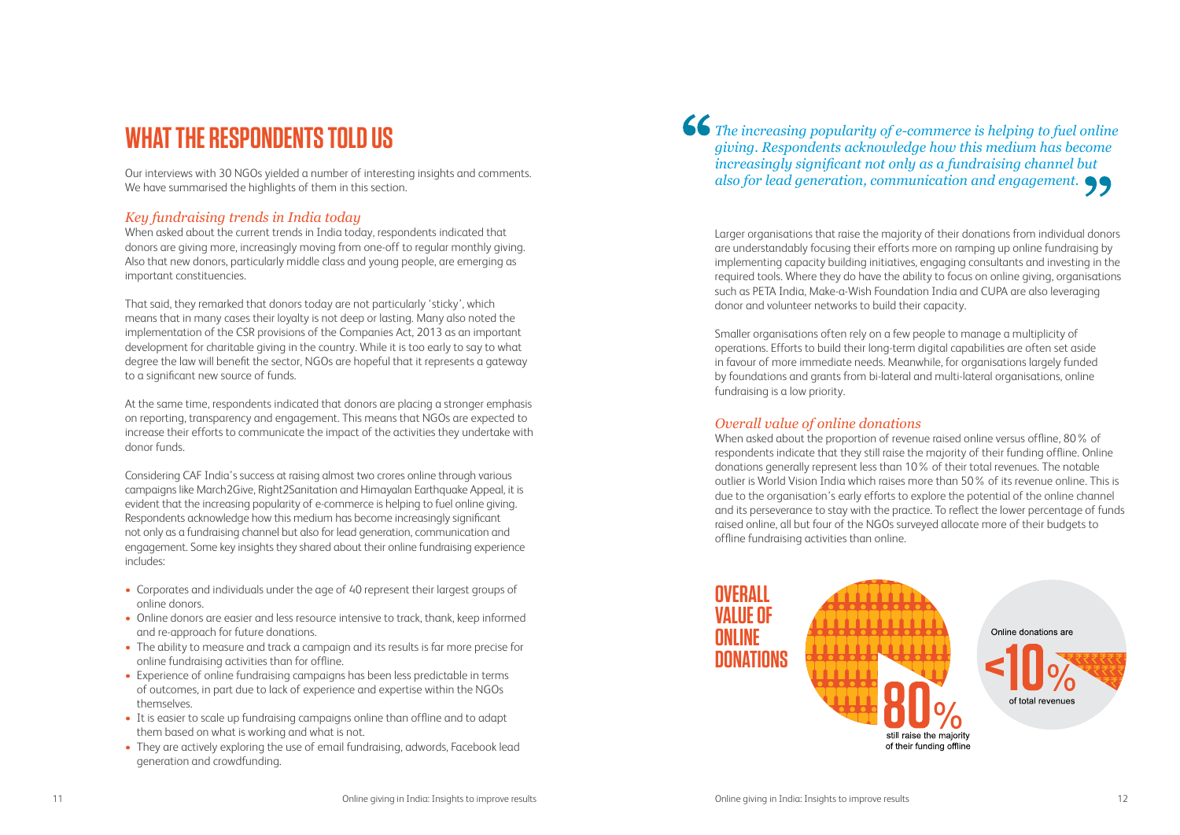# WHAT THE RESPONDENTS TOLD US

Our interviews with 30 NGOs yielded a number of interesting insights and comments. We have summarised the highlights of them in this section.

## *Key fundraising trends in India today*

When asked about the current trends in India today, respondents indicated that donors are giving more, increasingly moving from one-off to regular monthly giving. Also that new donors, particularly middle class and young people, are emerging as important constituencies.

That said, they remarked that donors today are not particularly 'sticky', which means that in many cases their loyalty is not deep or lasting. Many also noted the implementation of the CSR provisions of the Companies Act, 2013 as an important development for charitable giving in the country. While it is too early to say to what degree the law will benefit the sector, NGOs are hopeful that it represents a gateway to a significant new source of funds.

At the same time, respondents indicated that donors are placing a stronger emphasis on reporting, transparency and engagement. This means that NGOs are expected to increase their efforts to communicate the impact of the activities they undertake with donor funds.

Considering CAF India's success at raising almost two crores online through various campaigns like March2Give, Right2Sanitation and Himayalan Earthquake Appeal, it is evident that the increasing popularity of e-commerce is helping to fuel online giving. Respondents acknowledge how this medium has become increasingly significant not only as a fundraising channel but also for lead generation, communication and engagement. Some key insights they shared about their online fundraising experience includes:

- Corporates and individuals under the age of 40 represent their largest groups of online donors.
- Online donors are easier and less resource intensive to track, thank, keep informed and re-approach for future donations.
- The ability to measure and track a campaign and its results is far more precise for online fundraising activities than for offline.
- Experience of online fundraising campaigns has been less predictable in terms of outcomes, in part due to lack of experience and expertise within the NGOs themselves.
- It is easier to scale up fundraising campaigns online than offline and to adapt them based on what is working and what is not.
- They are actively exploring the use of email fundraising, adwords, Facebook lead generation and crowdfunding.

> *"The increasing popularity of e-commerce is helping to fuel online giving. Respondents acknowledge how this medium has become increasingly significant not only as a fundraising channel but also for lead generation, communication and engagement."*

Larger organisations that raise the majority of their donations from individual donors are understandably focusing their efforts more on ramping up online fundraising by implementing capacity building initiatives, engaging consultants and investing in the required tools. Where they do have the ability to focus on online giving, organisations such as PETA India, Make-a-Wish Foundation India and CUPA are also leveraging donor and volunteer networks to build their capacity.

Smaller organisations often rely on a few people to manage a multiplicity of operations. Efforts to build their long-term digital capabilities are often set aside in favour of more immediate needs. Meanwhile, for organisations largely funded by foundations and grants from bi-lateral and multi-lateral organisations, online fundraising is a low priority.

## *Overall value of online donations*

When asked about the proportion of revenue raised online versus offline, 80% of respondents indicate that they still raise the majority of their funding offline. Online donations generally represent less than 10% of their total revenues. The notable outlier is World Vision India which raises more than 50% of its revenue online. This is due to the organisation's early efforts to explore the potential of the online channel and its perseverance to stay with the practice. To reflect the lower percentage of funds raised online, all but four of the NGOs surveyed allocate more of their budgets to offline fundraising activities than online.

**OVERALL VALUE OF ONLINE DONATIONS**

**80%** still raise the majority of their funding offline

Online donations are **<10%** of total revenues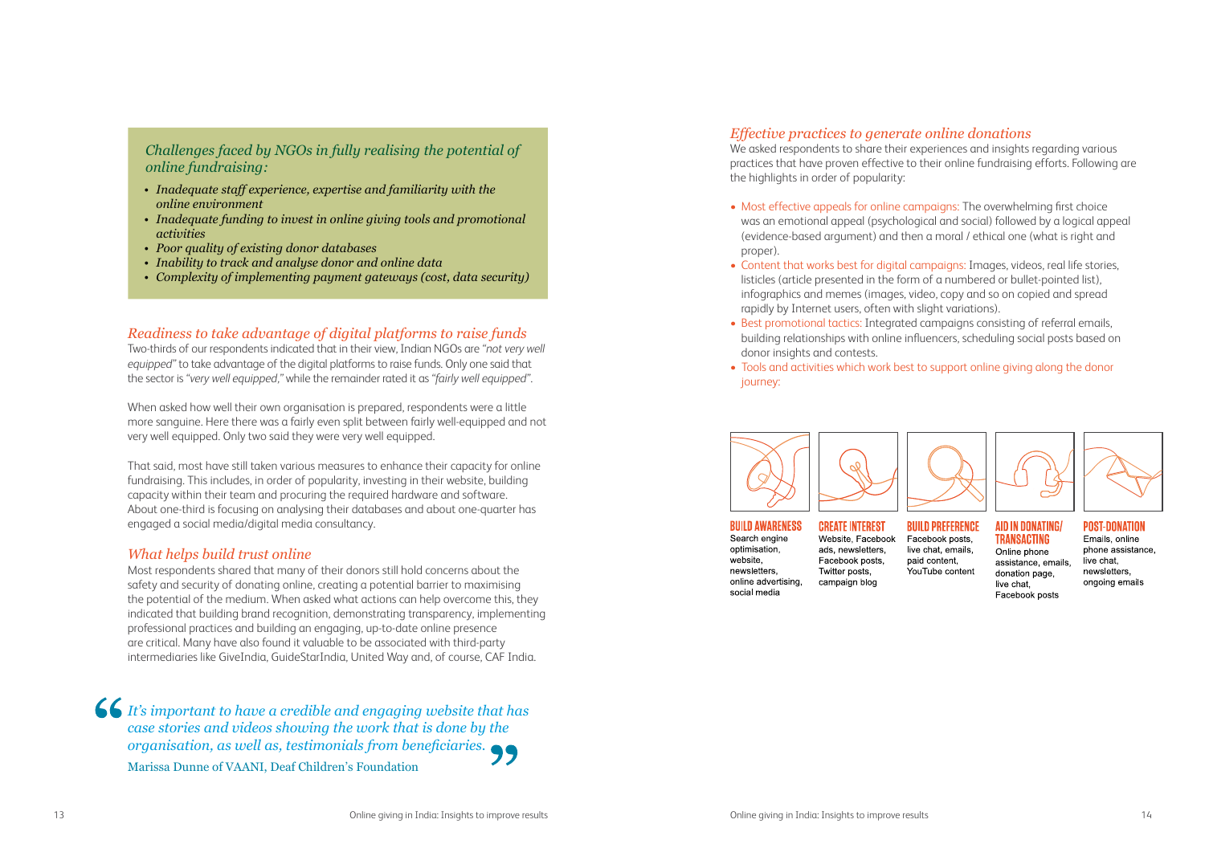## *Challenges faced by NGOs in fully realising the potential of online fundraising:*

- *Inadequate staff experience, expertise and familiarity with the online environment*
- *Inadequate funding to invest in online giving tools and promotional activities*
- *Poor quality of existing donor databases*
- *Inability to track and analyse donor and online data*
- *Complexity of implementing payment gateways (cost, data security)*

## *Readiness to take advantage of digital platforms to raise funds*

Two-thirds of our respondents indicated that in their view, Indian NGOs are *"not very well equipped"* to take advantage of the digital platforms to raise funds. Only one said that the sector is *"very well equipped,"* while the remainder rated it as *"fairly well equipped"*.

When asked how well their own organisation is prepared, respondents were a little more sanguine. Here there was a fairly even split between fairly well-equipped and not very well equipped. Only two said they were very well equipped.

That said, most have still taken various measures to enhance their capacity for online fundraising. This includes, in order of popularity, investing in their website, building capacity within their team and procuring the required hardware and software. About one-third is focusing on analysing their databases and about one-quarter has engaged a social media/digital media consultancy.

## *What helps build trust online*

Most respondents shared that many of their donors still hold concerns about the safety and security of donating online, creating a potential barrier to maximising the potential of the medium. When asked what actions can help overcome this, they indicated that building brand recognition, demonstrating transparency, implementing professional practices and building an engaging, up-to-date online presence are critical. Many have also found it valuable to be associated with third-party intermediaries like GiveIndia, GuideStarIndia, United Way and, of course, CAF India.

> *It's important to have a credible and engaging website that has case stories and videos showing the work that is done by the organisation, as well as, testimonials from beneficiaries.*
>
> Marissa Dunne of VAANI, Deaf Children's Foundation

## *Effective practices to generate online donations*

We asked respondents to share their experiences and insights regarding various practices that have proven effective to their online fundraising efforts. Following are the highlights in order of popularity:

- Most effective appeals for online campaigns: The overwhelming first choice was an emotional appeal (psychological and social) followed by a logical appeal (evidence-based argument) and then a moral / ethical one (what is right and proper).
- Content that works best for digital campaigns: Images, videos, real life stories, listicles (article presented in the form of a numbered or bullet-pointed list), infographics and memes (images, video, copy and so on copied and spread rapidly by Internet users, often with slight variations).
- Best promotional tactics: Integrated campaigns consisting of referral emails, building relationships with online influencers, scheduling social posts based on donor insights and contests.
- Tools and activities which work best to support online giving along the donor journey:

**BUILD AWARENESS**
Search engine optimisation, website, newsletters, online advertising, social media

**CREATE INTEREST**
Website, Facebook ads, newsletters, Facebook posts, Twitter posts, campaign blog

**BUILD PREFERENCE**
Facebook posts, live chat, emails, paid content, YouTube content

**AID IN DONATING/ TRANSACTING**
Online phone assistance, emails, donation page, live chat, Facebook posts

**POST-DONATION**
Emails, online phone assistance, live chat, newsletters, ongoing emails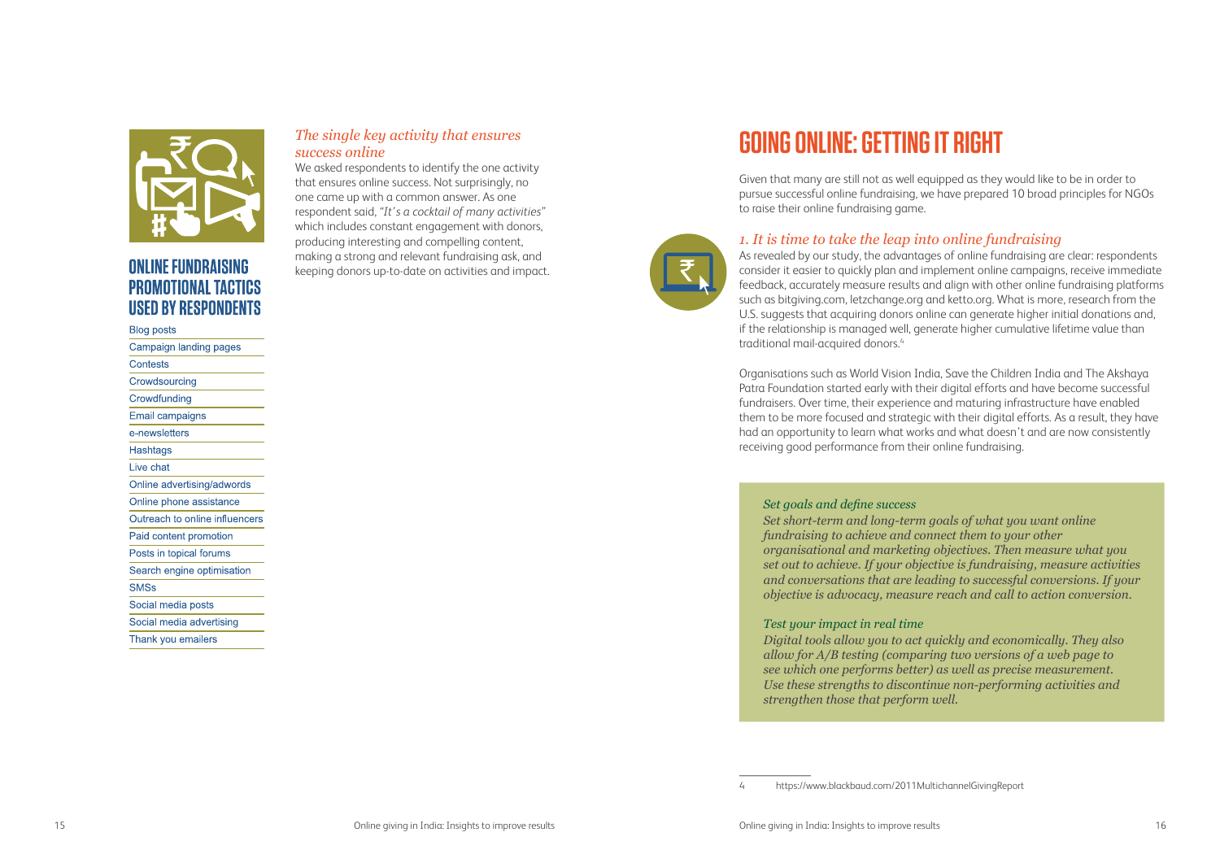## ONLINE FUNDRAISING PROMOTIONAL TACTICS USED BY RESPONDENTS

- Blog posts
- Campaign landing pages
- Contests
- Crowdsourcing
- Crowdfunding
- Email campaigns
- e-newsletters
- Hashtags
- Live chat
- Online advertising/adwords
- Online phone assistance
- Outreach to online influencers
- Paid content promotion
- Posts in topical forums
- Search engine optimisation
- SMSs
- Social media posts
- Social media advertising
- Thank you emailers

### *The single key activity that ensures success online*

We asked respondents to identify the one activity that ensures online success. Not surprisingly, no one came up with a common answer. As one respondent said, *"It's a cocktail of many activities"* which includes constant engagement with donors, producing interesting and compelling content, making a strong and relevant fundraising ask, and keeping donors up-to-date on activities and impact.

# GOING ONLINE: GETTING IT RIGHT

Given that many are still not as well equipped as they would like to be in order to pursue successful online fundraising, we have prepared 10 broad principles for NGOs to raise their online fundraising game.

### *1. It is time to take the leap into online fundraising*

As revealed by our study, the advantages of online fundraising are clear: respondents consider it easier to quickly plan and implement online campaigns, receive immediate feedback, accurately measure results and align with other online fundraising platforms such as bitgiving.com, letzchange.org and ketto.org. What is more, research from the U.S. suggests that acquiring donors online can generate higher initial donations and, if the relationship is managed well, generate higher cumulative lifetime value than traditional mail-acquired donors.[4]

Organisations such as World Vision India, Save the Children India and The Akshaya Patra Foundation started early with their digital efforts and have become successful fundraisers. Over time, their experience and maturing infrastructure have enabled them to be more focused and strategic with their digital efforts. As a result, they have had an opportunity to learn what works and what doesn't and are now consistently receiving good performance from their online fundraising.

> *Set goals and define success*
>
> *Set short-term and long-term goals of what you want online fundraising to achieve and connect them to your other organisational and marketing objectives. Then measure what you set out to achieve. If your objective is fundraising, measure activities and conversations that are leading to successful conversions. If your objective is advocacy, measure reach and call to action conversion.*
>
> *Test your impact in real time*
>
> *Digital tools allow you to act quickly and economically. They also allow for A/B testing (comparing two versions of a web page to see which one performs better) as well as precise measurement. Use these strengths to discontinue non-performing activities and strengthen those that perform well.*

4 https://www.blackbaud.com/2011MultichannelGivingReport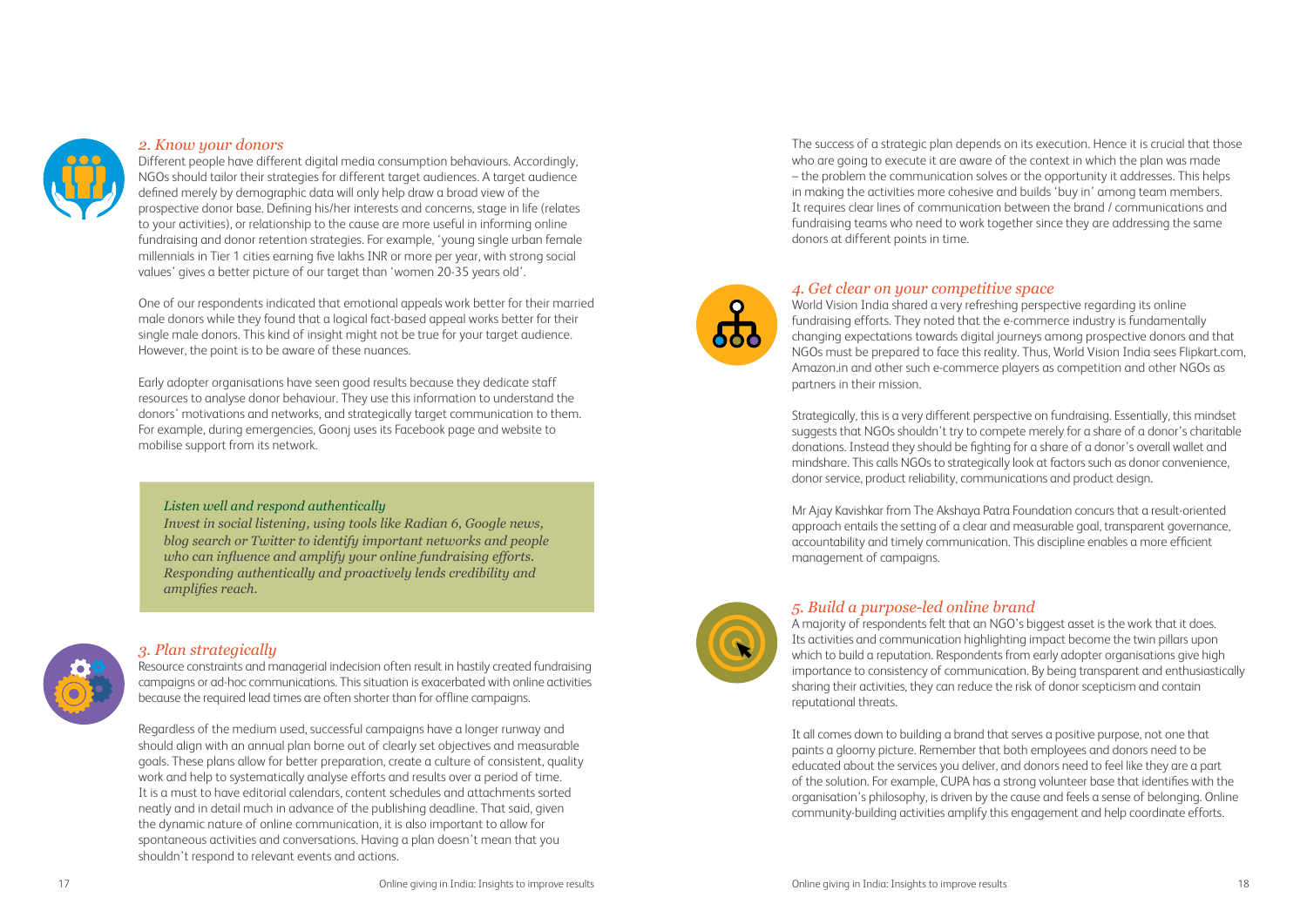### *2. Know your donors*

Different people have different digital media consumption behaviours. Accordingly, NGOs should tailor their strategies for different target audiences. A target audience defined merely by demographic data will only help draw a broad view of the prospective donor base. Defining his/her interests and concerns, stage in life (relates to your activities), or relationship to the cause are more useful in informing online fundraising and donor retention strategies. For example, 'young single urban female millennials in Tier 1 cities earning five lakhs INR or more per year, with strong social values' gives a better picture of our target than 'women 20-35 years old'.

One of our respondents indicated that emotional appeals work better for their married male donors while they found that a logical fact-based appeal works better for their single male donors. This kind of insight might not be true for your target audience. However, the point is to be aware of these nuances.

Early adopter organisations have seen good results because they dedicate staff resources to analyse donor behaviour. They use this information to understand the donors' motivations and networks, and strategically target communication to them. For example, during emergencies, Goonj uses its Facebook page and website to mobilise support from its network.

> *Listen well and respond authentically*
>
> *Invest in social listening, using tools like Radian 6, Google news, blog search or Twitter to identify important networks and people who can influence and amplify your online fundraising efforts. Responding authentically and proactively lends credibility and amplifies reach.*

### *3. Plan strategically*

Resource constraints and managerial indecision often result in hastily created fundraising campaigns or ad-hoc communications. This situation is exacerbated with online activities because the required lead times are often shorter than for offline campaigns.

Regardless of the medium used, successful campaigns have a longer runway and should align with an annual plan borne out of clearly set objectives and measurable goals. These plans allow for better preparation, create a culture of consistent, quality work and help to systematically analyse efforts and results over a period of time. It is a must to have editorial calendars, content schedules and attachments sorted neatly and in detail much in advance of the publishing deadline. That said, given the dynamic nature of online communication, it is also important to allow for spontaneous activities and conversations. Having a plan doesn't mean that you shouldn't respond to relevant events and actions.

The success of a strategic plan depends on its execution. Hence it is crucial that those who are going to execute it are aware of the context in which the plan was made – the problem the communication solves or the opportunity it addresses. This helps in making the activities more cohesive and builds 'buy in' among team members. It requires clear lines of communication between the brand / communications and fundraising teams who need to work together since they are addressing the same donors at different points in time.

### *4. Get clear on your competitive space*

World Vision India shared a very refreshing perspective regarding its online fundraising efforts. They noted that the e-commerce industry is fundamentally changing expectations towards digital journeys among prospective donors and that NGOs must be prepared to face this reality. Thus, World Vision India sees Flipkart.com, Amazon.in and other such e-commerce players as competition and other NGOs as partners in their mission.

Strategically, this is a very different perspective on fundraising. Essentially, this mindset suggests that NGOs shouldn't try to compete merely for a share of a donor's charitable donations. Instead they should be fighting for a share of a donor's overall wallet and mindshare. This calls NGOs to strategically look at factors such as donor convenience, donor service, product reliability, communications and product design.

Mr Ajay Kavishkar from The Akshaya Patra Foundation concurs that a result-oriented approach entails the setting of a clear and measurable goal, transparent governance, accountability and timely communication. This discipline enables a more efficient management of campaigns.

### *5. Build a purpose-led online brand*

A majority of respondents felt that an NGO's biggest asset is the work that it does. Its activities and communication highlighting impact become the twin pillars upon which to build a reputation. Respondents from early adopter organisations give high importance to consistency of communication. By being transparent and enthusiastically sharing their activities, they can reduce the risk of donor scepticism and contain reputational threats.

It all comes down to building a brand that serves a positive purpose, not one that paints a gloomy picture. Remember that both employees and donors need to be educated about the services you deliver, and donors need to feel like they are a part of the solution. For example, CUPA has a strong volunteer base that identifies with the organisation's philosophy, is driven by the cause and feels a sense of belonging. Online community-building activities amplify this engagement and help coordinate efforts.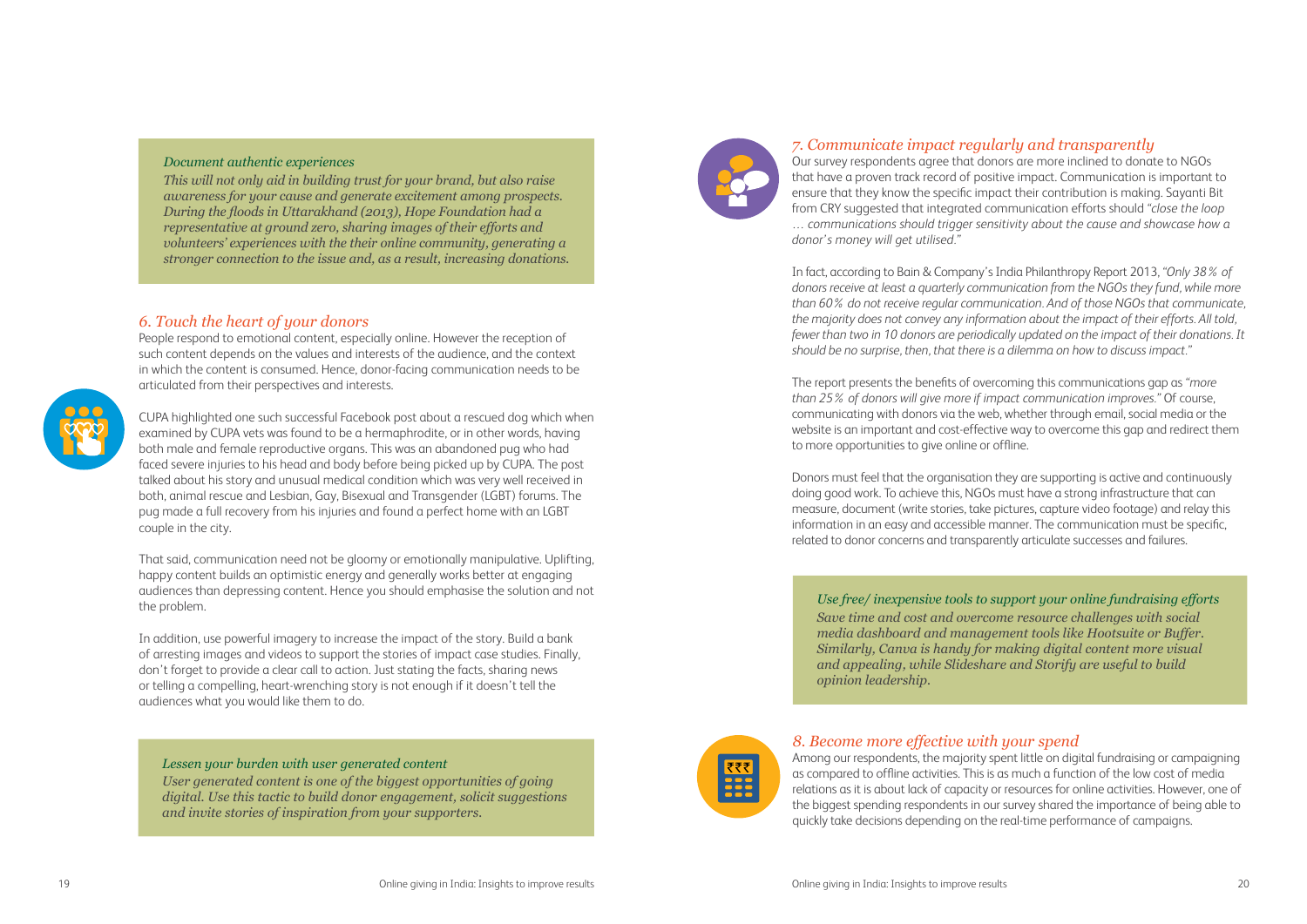*Document authentic experiences*

*This will not only aid in building trust for your brand, but also raise awareness for your cause and generate excitement among prospects. During the floods in Uttarakhand (2013), Hope Foundation had a representative at ground zero, sharing images of their efforts and volunteers' experiences with the their online community, generating a stronger connection to the issue and, as a result, increasing donations.*

## *6. Touch the heart of your donors*

People respond to emotional content, especially online. However the reception of such content depends on the values and interests of the audience, and the context in which the content is consumed. Hence, donor-facing communication needs to be articulated from their perspectives and interests.

CUPA highlighted one such successful Facebook post about a rescued dog which when examined by CUPA vets was found to be a hermaphrodite, or in other words, having both male and female reproductive organs. This was an abandoned pug who had faced severe injuries to his head and body before being picked up by CUPA. The post talked about his story and unusual medical condition which was very well received in both, animal rescue and Lesbian, Gay, Bisexual and Transgender (LGBT) forums. The pug made a full recovery from his injuries and found a perfect home with an LGBT couple in the city.

That said, communication need not be gloomy or emotionally manipulative. Uplifting, happy content builds an optimistic energy and generally works better at engaging audiences than depressing content. Hence you should emphasise the solution and not the problem.

In addition, use powerful imagery to increase the impact of the story. Build a bank of arresting images and videos to support the stories of impact case studies. Finally, don't forget to provide a clear call to action. Just stating the facts, sharing news or telling a compelling, heart-wrenching story is not enough if it doesn't tell the audiences what you would like them to do.

*Lessen your burden with user generated content*

*User generated content is one of the biggest opportunities of going digital. Use this tactic to build donor engagement, solicit suggestions and invite stories of inspiration from your supporters.*

## *7. Communicate impact regularly and transparently*

Our survey respondents agree that donors are more inclined to donate to NGOs that have a proven track record of positive impact. Communication is important to ensure that they know the specific impact their contribution is making. Sayanti Bit from CRY suggested that integrated communication efforts should *"close the loop … communications should trigger sensitivity about the cause and showcase how a donor's money will get utilised."*

In fact, according to Bain & Company's India Philanthropy Report 2013, *"Only 38% of donors receive at least a quarterly communication from the NGOs they fund, while more than 60% do not receive regular communication. And of those NGOs that communicate, the majority does not convey any information about the impact of their efforts. All told, fewer than two in 10 donors are periodically updated on the impact of their donations. It should be no surprise, then, that there is a dilemma on how to discuss impact."*

The report presents the benefits of overcoming this communications gap as *"more than 25% of donors will give more if impact communication improves."* Of course, communicating with donors via the web, whether through email, social media or the website is an important and cost-effective way to overcome this gap and redirect them to more opportunities to give online or offline.

Donors must feel that the organisation they are supporting is active and continuously doing good work. To achieve this, NGOs must have a strong infrastructure that can measure, document (write stories, take pictures, capture video footage) and relay this information in an easy and accessible manner. The communication must be specific, related to donor concerns and transparently articulate successes and failures.

*Use free/ inexpensive tools to support your online fundraising efforts*

*Save time and cost and overcome resource challenges with social media dashboard and management tools like Hootsuite or Buffer. Similarly, Canva is handy for making digital content more visual and appealing, while Slideshare and Storify are useful to build opinion leadership.*

## *8. Become more effective with your spend*

Among our respondents, the majority spent little on digital fundraising or campaigning as compared to offline activities. This is as much a function of the low cost of media relations as it is about lack of capacity or resources for online activities. However, one of the biggest spending respondents in our survey shared the importance of being able to quickly take decisions depending on the real-time performance of campaigns.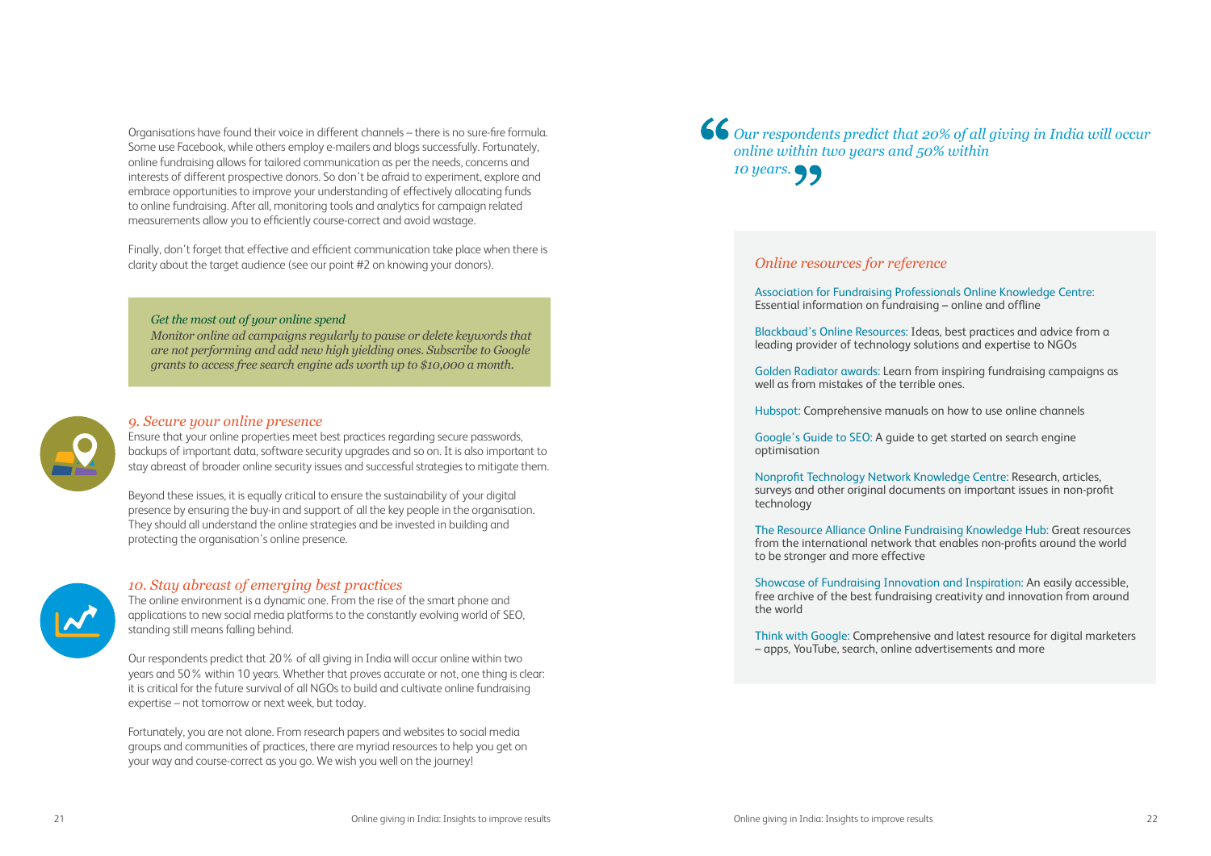Organisations have found their voice in different channels – there is no sure-fire formula. Some use Facebook, while others employ e-mailers and blogs successfully. Fortunately, online fundraising allows for tailored communication as per the needs, concerns and interests of different prospective donors. So don't be afraid to experiment, explore and embrace opportunities to improve your understanding of effectively allocating funds to online fundraising. After all, monitoring tools and analytics for campaign related measurements allow you to efficiently course-correct and avoid wastage.

Finally, don't forget that effective and efficient communication take place when there is clarity about the target audience (see our point #2 on knowing your donors).

> *Get the most out of your online spend*
> *Monitor online ad campaigns regularly to pause or delete keywords that are not performing and add new high yielding ones. Subscribe to Google grants to access free search engine ads worth up to $10,000 a month.*

### *9. Secure your online presence*

Ensure that your online properties meet best practices regarding secure passwords, backups of important data, software security upgrades and so on. It is also important to stay abreast of broader online security issues and successful strategies to mitigate them.

Beyond these issues, it is equally critical to ensure the sustainability of your digital presence by ensuring the buy-in and support of all the key people in the organisation. They should all understand the online strategies and be invested in building and protecting the organisation's online presence.

### *10. Stay abreast of emerging best practices*

The online environment is a dynamic one. From the rise of the smart phone and applications to new social media platforms to the constantly evolving world of SEO, standing still means falling behind.

Our respondents predict that 20% of all giving in India will occur online within two years and 50% within 10 years. Whether that proves accurate or not, one thing is clear: it is critical for the future survival of all NGOs to build and cultivate online fundraising expertise – not tomorrow or next week, but today.

Fortunately, you are not alone. From research papers and websites to social media groups and communities of practices, there are myriad resources to help you get on your way and course-correct as you go. We wish you well on the journey!

> *"Our respondents predict that 20% of all giving in India will occur online within two years and 50% within 10 years."*

## *Online resources for reference*

Association for Fundraising Professionals Online Knowledge Centre: Essential information on fundraising – online and offline

Blackbaud's Online Resources: Ideas, best practices and advice from a leading provider of technology solutions and expertise to NGOs

Golden Radiator awards: Learn from inspiring fundraising campaigns as well as from mistakes of the terrible ones.

Hubspot: Comprehensive manuals on how to use online channels

Google's Guide to SEO: A guide to get started on search engine optimisation

Nonprofit Technology Network Knowledge Centre: Research, articles, surveys and other original documents on important issues in non-profit technology

The Resource Alliance Online Fundraising Knowledge Hub: Great resources from the international network that enables non-profits around the world to be stronger and more effective

Showcase of Fundraising Innovation and Inspiration: An easily accessible, free archive of the best fundraising creativity and innovation from around the world

Think with Google: Comprehensive and latest resource for digital marketers – apps, YouTube, search, online advertisements and more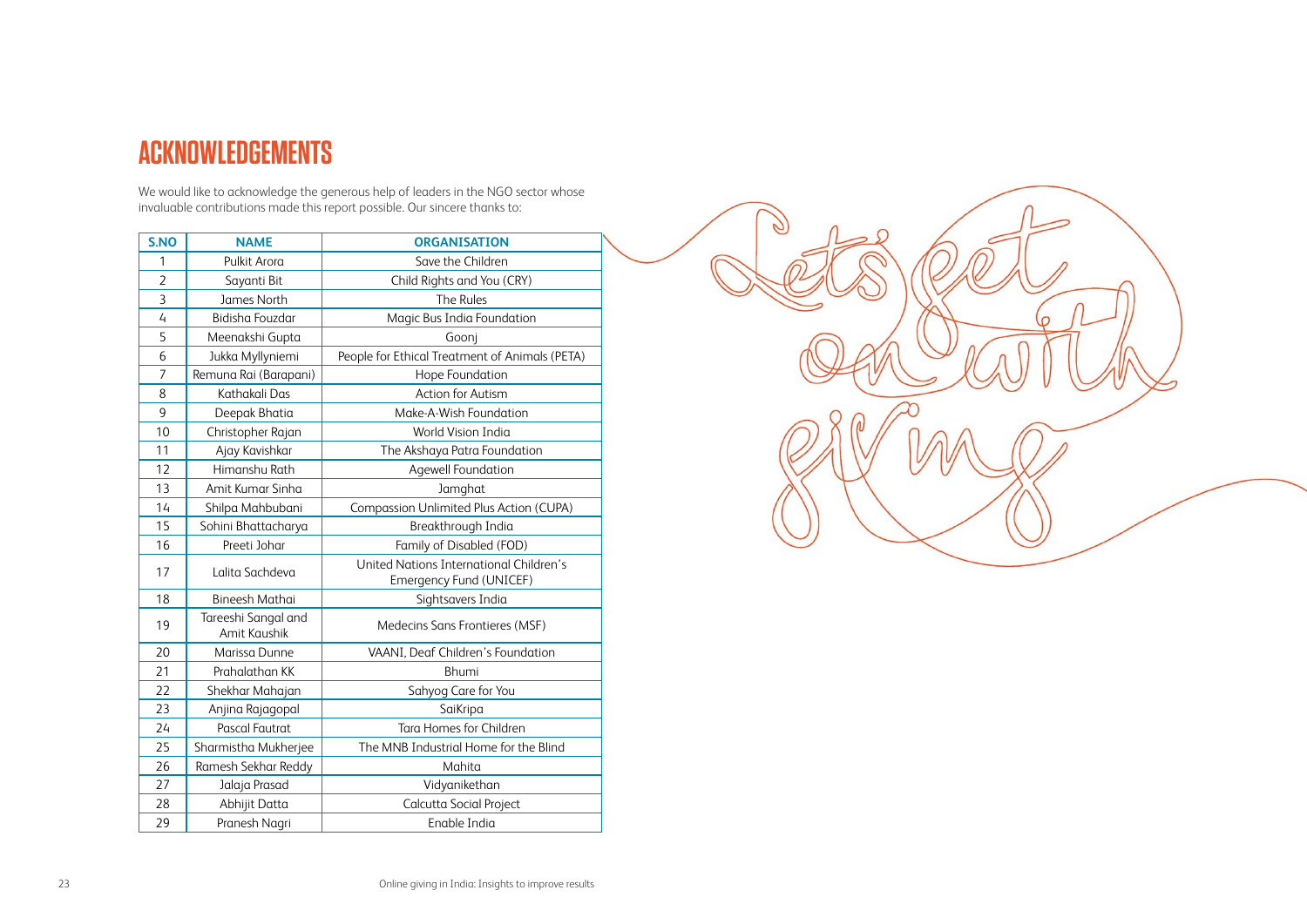# ACKNOWLEDGEMENTS

We would like to acknowledge the generous help of leaders in the NGO sector whose invaluable contributions made this report possible. Our sincere thanks to:

| S.NO | NAME | ORGANISATION |
|---|---|---|
| 1 | Pulkit Arora | Save the Children |
| 2 | Sayanti Bit | Child Rights and You (CRY) |
| 3 | James North | The Rules |
| 4 | Bidisha Fouzdar | Magic Bus India Foundation |
| 5 | Meenakshi Gupta | Goonj |
| 6 | Jukka Myllyniemi | People for Ethical Treatment of Animals (PETA) |
| 7 | Remuna Rai (Barapani) | Hope Foundation |
| 8 | Kathakali Das | Action for Autism |
| 9 | Deepak Bhatia | Make-A-Wish Foundation |
| 10 | Christopher Rajan | World Vision India |
| 11 | Ajay Kavishkar | The Akshaya Patra Foundation |
| 12 | Himanshu Rath | Agewell Foundation |
| 13 | Amit Kumar Sinha | Jamghat |
| 14 | Shilpa Mahbubani | Compassion Unlimited Plus Action (CUPA) |
| 15 | Sohini Bhattacharya | Breakthrough India |
| 16 | Preeti Johar | Family of Disabled (FOD) |
| 17 | Lalita Sachdeva | United Nations International Children's Emergency Fund (UNICEF) |
| 18 | Bineesh Mathai | Sightsavers India |
| 19 | Tareeshi Sangal and Amit Kaushik | Medecins Sans Frontieres (MSF) |
| 20 | Marissa Dunne | VAANI, Deaf Children's Foundation |
| 21 | Prahalathan KK | Bhumi |
| 22 | Shekhar Mahajan | Sahyog Care for You |
| 23 | Anjina Rajagopal | SaiKripa |
| 24 | Pascal Fautrat | Tara Homes for Children |
| 25 | Sharmistha Mukherjee | The MNB Industrial Home for the Blind |
| 26 | Ramesh Sekhar Reddy | Mahita |
| 27 | Jalaja Prasad | Vidyanikethan |
| 28 | Abhijit Datta | Calcutta Social Project |
| 29 | Pranesh Nagri | Enable India |

Let's get on with giving